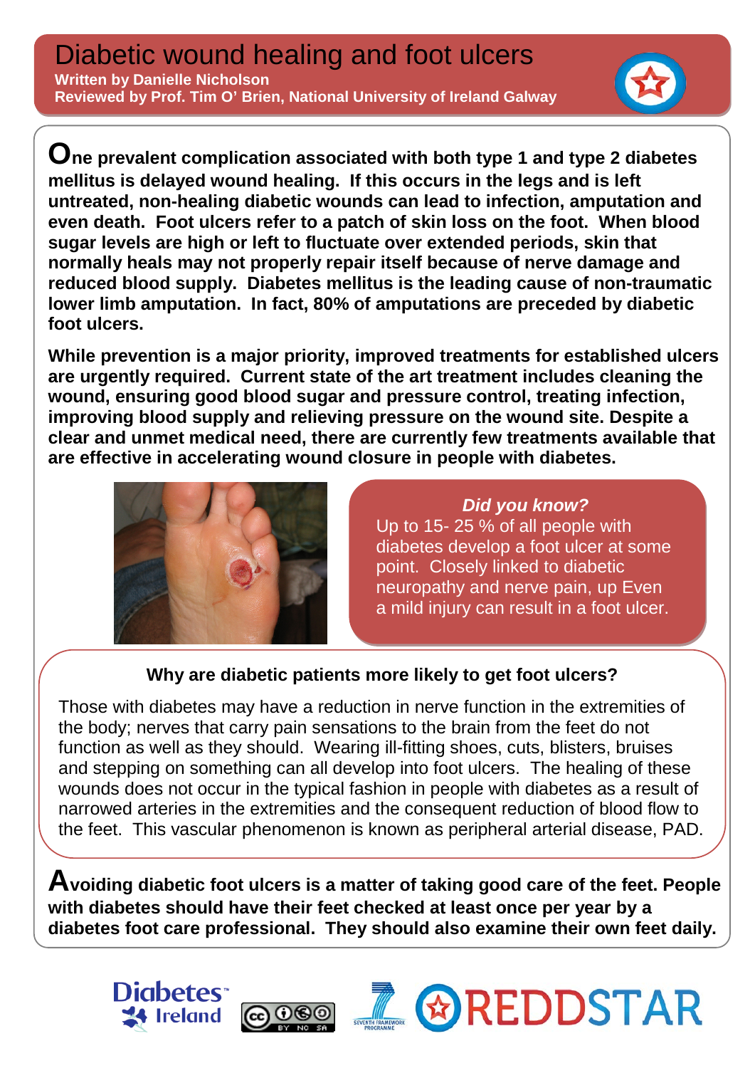# Diabetic wound healing and foot ulcers

**Written by Danielle Nicholson**
**Reviewed by Prof. Tim O' Brien, National University of Ireland Galway**

**One prevalent complication associated with both type 1 and type 2 diabetes mellitus is delayed wound healing. If this occurs in the legs and is left untreated, non-healing diabetic wounds can lead to infection, amputation and even death. Foot ulcers refer to a patch of skin loss on the foot. When blood sugar levels are high or left to fluctuate over extended periods, skin that normally heals may not properly repair itself because of nerve damage and reduced blood supply. Diabetes mellitus is the leading cause of non-traumatic lower limb amputation. In fact, 80% of amputations are preceded by diabetic foot ulcers.**

**While prevention is a major priority, improved treatments for established ulcers are urgently required. Current state of the art treatment includes cleaning the wound, ensuring good blood sugar and pressure control, treating infection, improving blood supply and relieving pressure on the wound site. Despite a clear and unmet medical need, there are currently few treatments available that are effective in accelerating wound closure in people with diabetes.**

***Did you know?***

Up to 15- 25 % of all people with diabetes develop a foot ulcer at some point. Closely linked to diabetic neuropathy and nerve pain, up Even a mild injury can result in a foot ulcer.

### Why are diabetic patients more likely to get foot ulcers?

Those with diabetes may have a reduction in nerve function in the extremities of the body; nerves that carry pain sensations to the brain from the feet do not function as well as they should. Wearing ill-fitting shoes, cuts, blisters, bruises and stepping on something can all develop into foot ulcers. The healing of these wounds does not occur in the typical fashion in people with diabetes as a result of narrowed arteries in the extremities and the consequent reduction of blood flow to the feet. This vascular phenomenon is known as peripheral arterial disease, PAD.

**Avoiding diabetic foot ulcers is a matter of taking good care of the feet. People with diabetes should have their feet checked at least once per year by a diabetes foot care professional. They should also examine their own feet daily.**

Diabetes Ireland

SEVENTH FRAMEWORK PROGRAMME

REDDSTAR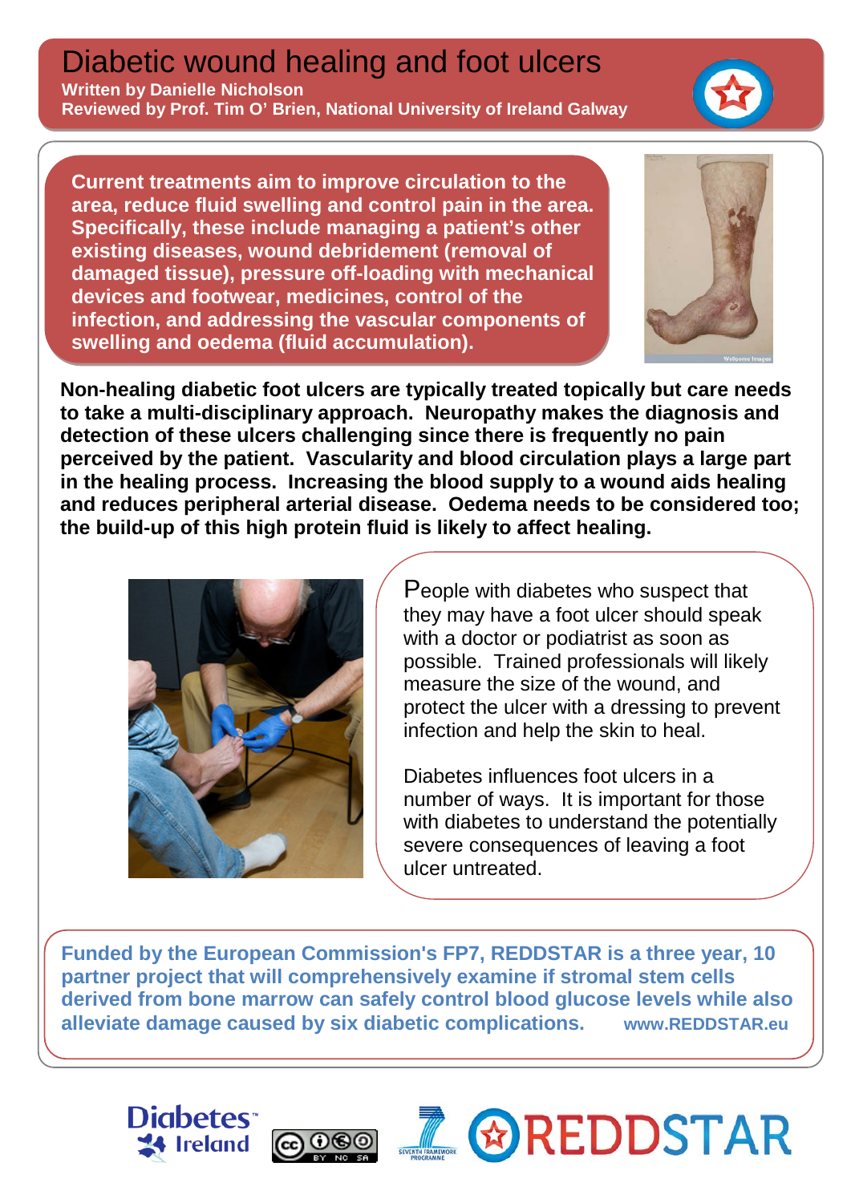# Diabetic wound healing and foot ulcers

**Written by Danielle Nicholson**
**Reviewed by Prof. Tim O' Brien, National University of Ireland Galway**

**Current treatments aim to improve circulation to the area, reduce fluid swelling and control pain in the area. Specifically, these include managing a patient's other existing diseases, wound debridement (removal of damaged tissue), pressure off-loading with mechanical devices and footwear, medicines, control of the infection, and addressing the vascular components of swelling and oedema (fluid accumulation).**

**Non-healing diabetic foot ulcers are typically treated topically but care needs to take a multi-disciplinary approach. Neuropathy makes the diagnosis and detection of these ulcers challenging since there is frequently no pain perceived by the patient. Vascularity and blood circulation plays a large part in the healing process. Increasing the blood supply to a wound aids healing and reduces peripheral arterial disease. Oedema needs to be considered too; the build-up of this high protein fluid is likely to affect healing.**

People with diabetes who suspect that they may have a foot ulcer should speak with a doctor or podiatrist as soon as possible. Trained professionals will likely measure the size of the wound, and protect the ulcer with a dressing to prevent infection and help the skin to heal.

Diabetes influences foot ulcers in a number of ways. It is important for those with diabetes to understand the potentially severe consequences of leaving a foot ulcer untreated.

**Funded by the European Commission's FP7, REDDSTAR is a three year, 10 partner project that will comprehensively examine if stromal stem cells derived from bone marrow can safely control blood glucose levels while also alleviate damage caused by six diabetic complications.** **www.REDDSTAR.eu**

Diabetes Ireland

SEVENTH FRAMEWORK PROGRAMME

REDDSTAR